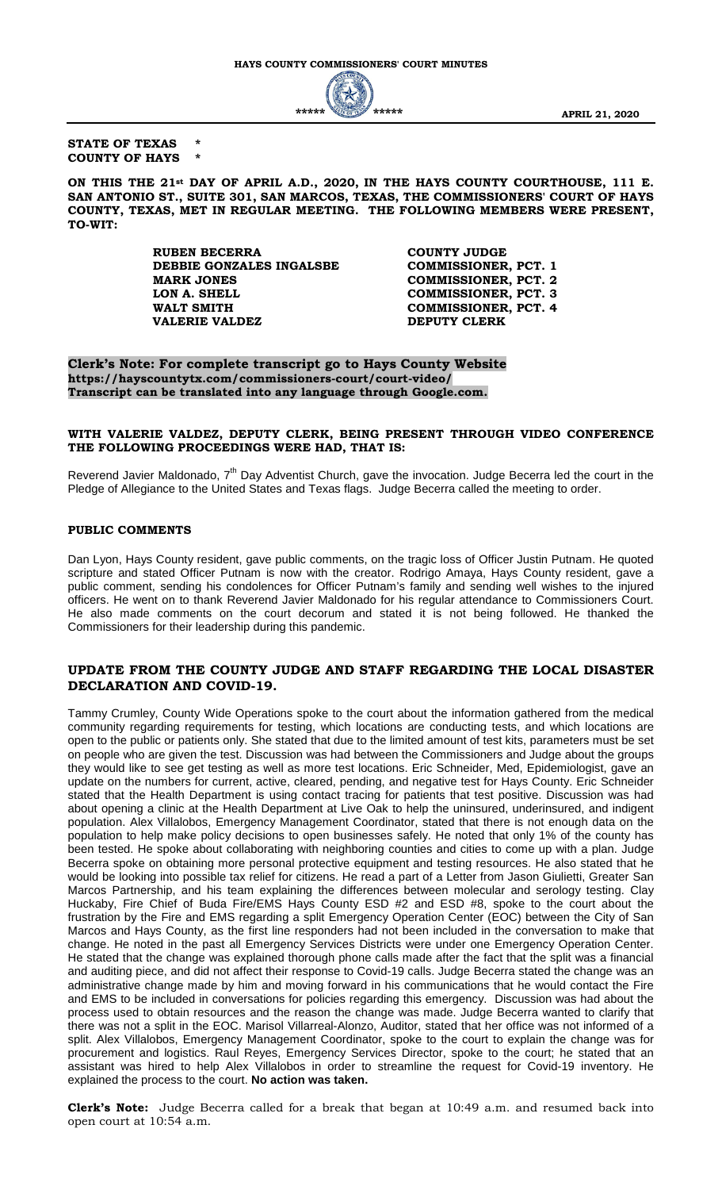# HAYS COUNTY COMMISSIONERS' COURT MINUTES

***** ***** **APRIL 21, 2020**

**STATE OF TEXAS ***
**COUNTY OF HAYS ***

**ON THIS THE 21st DAY OF APRIL A.D., 2020, IN THE HAYS COUNTY COURTHOUSE, 111 E. SAN ANTONIO ST., SUITE 301, SAN MARCOS, TEXAS, THE COMMISSIONERS' COURT OF HAYS COUNTY, TEXAS, MET IN REGULAR MEETING. THE FOLLOWING MEMBERS WERE PRESENT, TO-WIT:**

| | |
|---|---|
| **RUBEN BECERRA** | **COUNTY JUDGE** |
| **DEBBIE GONZALES INGALSBE** | **COMMISSIONER, PCT. 1** |
| **MARK JONES** | **COMMISSIONER, PCT. 2** |
| **LON A. SHELL** | **COMMISSIONER, PCT. 3** |
| **WALT SMITH** | **COMMISSIONER, PCT. 4** |
| **VALERIE VALDEZ** | **DEPUTY CLERK** |

**Clerk's Note: For complete transcript go to Hays County Website**
**https://hayscountytx.com/commissioners-court/court-video/**
**Transcript can be translated into any language through Google.com.**

**WITH VALERIE VALDEZ, DEPUTY CLERK, BEING PRESENT THROUGH VIDEO CONFERENCE THE FOLLOWING PROCEEDINGS WERE HAD, THAT IS:**

Reverend Javier Maldonado, 7th Day Adventist Church, gave the invocation. Judge Becerra led the court in the Pledge of Allegiance to the United States and Texas flags. Judge Becerra called the meeting to order.

## PUBLIC COMMENTS

Dan Lyon, Hays County resident, gave public comments, on the tragic loss of Officer Justin Putnam. He quoted scripture and stated Officer Putnam is now with the creator. Rodrigo Amaya, Hays County resident, gave a public comment, sending his condolences for Officer Putnam's family and sending well wishes to the injured officers. He went on to thank Reverend Javier Maldonado for his regular attendance to Commissioners Court. He also made comments on the court decorum and stated it is not being followed. He thanked the Commissioners for their leadership during this pandemic.

## UPDATE FROM THE COUNTY JUDGE AND STAFF REGARDING THE LOCAL DISASTER DECLARATION AND COVID-19.

Tammy Crumley, County Wide Operations spoke to the court about the information gathered from the medical community regarding requirements for testing, which locations are conducting tests, and which locations are open to the public or patients only. She stated that due to the limited amount of test kits, parameters must be set on people who are given the test. Discussion was had between the Commissioners and Judge about the groups they would like to see get testing as well as more test locations. Eric Schneider, Med, Epidemiologist, gave an update on the numbers for current, active, cleared, pending, and negative test for Hays County. Eric Schneider stated that the Health Department is using contact tracing for patients that test positive. Discussion was had about opening a clinic at the Health Department at Live Oak to help the uninsured, underinsured, and indigent population. Alex Villalobos, Emergency Management Coordinator, stated that there is not enough data on the population to help make policy decisions to open businesses safely. He noted that only 1% of the county has been tested. He spoke about collaborating with neighboring counties and cities to come up with a plan. Judge Becerra spoke on obtaining more personal protective equipment and testing resources. He also stated that he would be looking into possible tax relief for citizens. He read a part of a Letter from Jason Giulietti, Greater San Marcos Partnership, and his team explaining the differences between molecular and serology testing. Clay Huckaby, Fire Chief of Buda Fire/EMS Hays County ESD #2 and ESD #8, spoke to the court about the frustration by the Fire and EMS regarding a split Emergency Operation Center (EOC) between the City of San Marcos and Hays County, as the first line responders had not been included in the conversation to make that change. He noted in the past all Emergency Services Districts were under one Emergency Operation Center. He stated that the change was explained thorough phone calls made after the fact that the split was a financial and auditing piece, and did not affect their response to Covid-19 calls. Judge Becerra stated the change was an administrative change made by him and moving forward in his communications that he would contact the Fire and EMS to be included in conversations for policies regarding this emergency. Discussion was had about the process used to obtain resources and the reason the change was made. Judge Becerra wanted to clarify that there was not a split in the EOC. Marisol Villarreal-Alonzo, Auditor, stated that her office was not informed of a split. Alex Villalobos, Emergency Management Coordinator, spoke to the court to explain the change was for procurement and logistics. Raul Reyes, Emergency Services Director, spoke to the court; he stated that an assistant was hired to help Alex Villalobos in order to streamline the request for Covid-19 inventory. He explained the process to the court. **No action was taken.**

**Clerk's Note:** Judge Becerra called for a break that began at 10:49 a.m. and resumed back into open court at 10:54 a.m.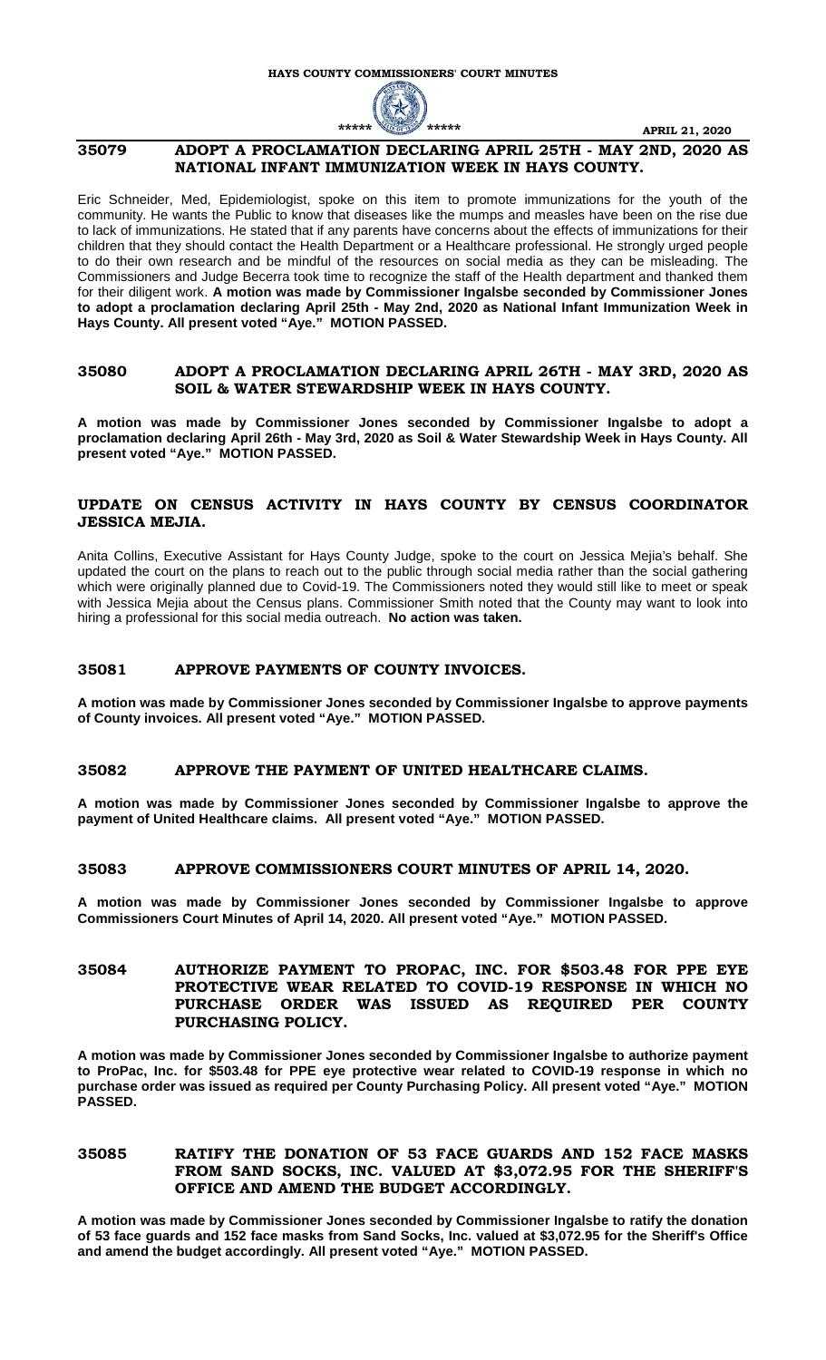## 35079 ADOPT A PROCLAMATION DECLARING APRIL 25TH - MAY 2ND, 2020 AS NATIONAL INFANT IMMUNIZATION WEEK IN HAYS COUNTY.

Eric Schneider, Med, Epidemiologist, spoke on this item to promote immunizations for the youth of the community. He wants the Public to know that diseases like the mumps and measles have been on the rise due to lack of immunizations. He stated that if any parents have concerns about the effects of immunizations for their children that they should contact the Health Department or a Healthcare professional. He strongly urged people to do their own research and be mindful of the resources on social media as they can be misleading. The Commissioners and Judge Becerra took time to recognize the staff of the Health department and thanked them for their diligent work. **A motion was made by Commissioner Ingalsbe seconded by Commissioner Jones to adopt a proclamation declaring April 25th - May 2nd, 2020 as National Infant Immunization Week in Hays County. All present voted "Aye." MOTION PASSED.**

## 35080 ADOPT A PROCLAMATION DECLARING APRIL 26TH - MAY 3RD, 2020 AS SOIL & WATER STEWARDSHIP WEEK IN HAYS COUNTY.

**A motion was made by Commissioner Jones seconded by Commissioner Ingalsbe to adopt a proclamation declaring April 26th - May 3rd, 2020 as Soil & Water Stewardship Week in Hays County. All present voted "Aye." MOTION PASSED.**

## UPDATE ON CENSUS ACTIVITY IN HAYS COUNTY BY CENSUS COORDINATOR JESSICA MEJIA.

Anita Collins, Executive Assistant for Hays County Judge, spoke to the court on Jessica Mejia's behalf. She updated the court on the plans to reach out to the public through social media rather than the social gathering which were originally planned due to Covid-19. The Commissioners noted they would still like to meet or speak with Jessica Mejia about the Census plans. Commissioner Smith noted that the County may want to look into hiring a professional for this social media outreach. **No action was taken.**

## 35081 APPROVE PAYMENTS OF COUNTY INVOICES.

**A motion was made by Commissioner Jones seconded by Commissioner Ingalsbe to approve payments of County invoices. All present voted "Aye." MOTION PASSED.**

## 35082 APPROVE THE PAYMENT OF UNITED HEALTHCARE CLAIMS.

**A motion was made by Commissioner Jones seconded by Commissioner Ingalsbe to approve the payment of United Healthcare claims. All present voted "Aye." MOTION PASSED.**

## 35083 APPROVE COMMISSIONERS COURT MINUTES OF APRIL 14, 2020.

**A motion was made by Commissioner Jones seconded by Commissioner Ingalsbe to approve Commissioners Court Minutes of April 14, 2020. All present voted "Aye." MOTION PASSED.**

## 35084 AUTHORIZE PAYMENT TO PROPAC, INC. FOR $503.48 FOR PPE EYE PROTECTIVE WEAR RELATED TO COVID-19 RESPONSE IN WHICH NO PURCHASE ORDER WAS ISSUED AS REQUIRED PER COUNTY PURCHASING POLICY.

**A motion was made by Commissioner Jones seconded by Commissioner Ingalsbe to authorize payment to ProPac, Inc. for $503.48 for PPE eye protective wear related to COVID-19 response in which no purchase order was issued as required per County Purchasing Policy. All present voted "Aye." MOTION PASSED.**

## 35085 RATIFY THE DONATION OF 53 FACE GUARDS AND 152 FACE MASKS FROM SAND SOCKS, INC. VALUED AT $3,072.95 FOR THE SHERIFF'S OFFICE AND AMEND THE BUDGET ACCORDINGLY.

**A motion was made by Commissioner Jones seconded by Commissioner Ingalsbe to ratify the donation of 53 face guards and 152 face masks from Sand Socks, Inc. valued at $3,072.95 for the Sheriff's Office and amend the budget accordingly. All present voted "Aye." MOTION PASSED.**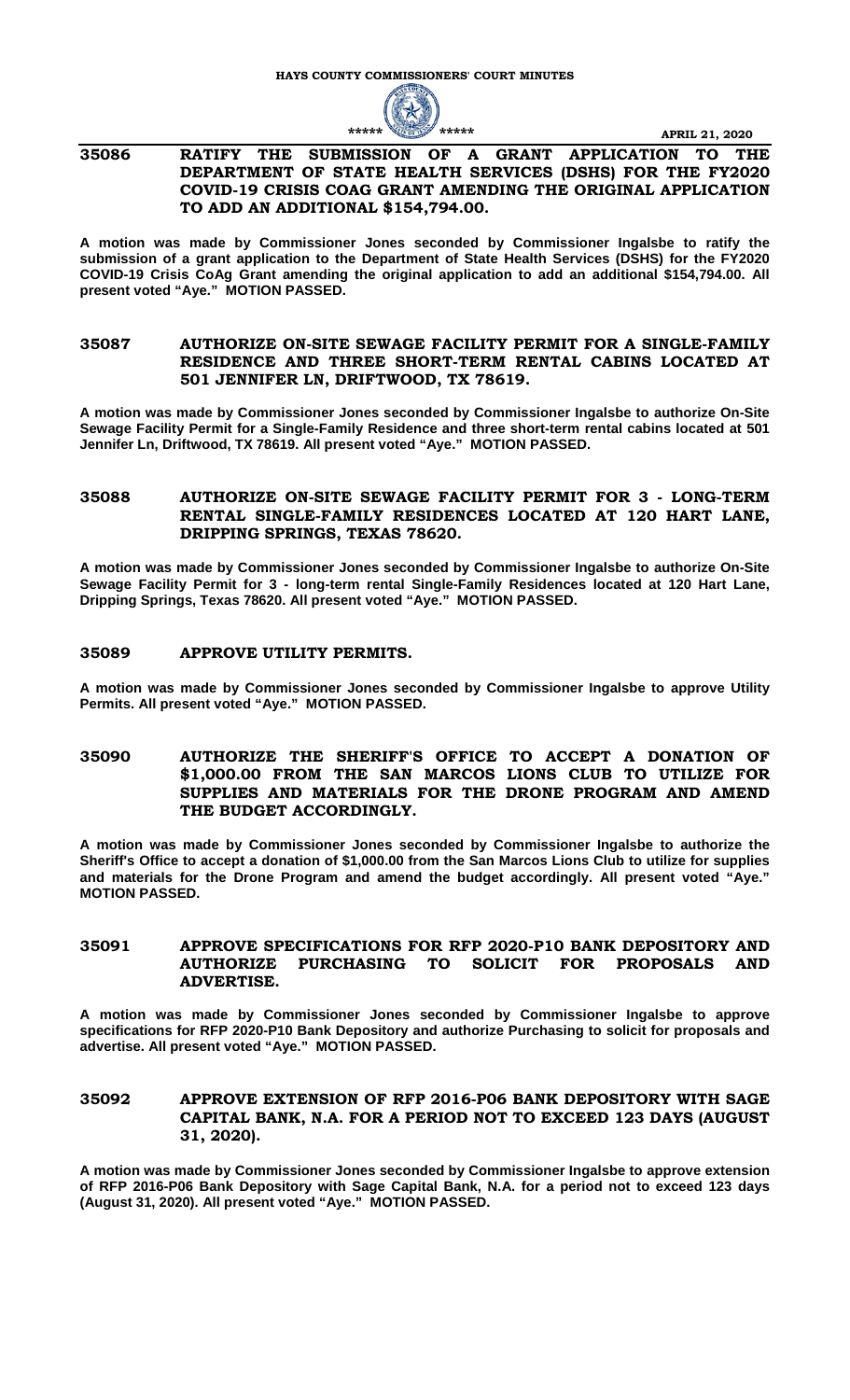## 35086 RATIFY THE SUBMISSION OF A GRANT APPLICATION TO THE DEPARTMENT OF STATE HEALTH SERVICES (DSHS) FOR THE FY2020 COVID-19 CRISIS COAG GRANT AMENDING THE ORIGINAL APPLICATION TO ADD AN ADDITIONAL $154,794.00.

**A motion was made by Commissioner Jones seconded by Commissioner Ingalsbe to ratify the submission of a grant application to the Department of State Health Services (DSHS) for the FY2020 COVID-19 Crisis CoAg Grant amending the original application to add an additional $154,794.00. All present voted "Aye." MOTION PASSED.**

## 35087 AUTHORIZE ON-SITE SEWAGE FACILITY PERMIT FOR A SINGLE-FAMILY RESIDENCE AND THREE SHORT-TERM RENTAL CABINS LOCATED AT 501 JENNIFER LN, DRIFTWOOD, TX 78619.

**A motion was made by Commissioner Jones seconded by Commissioner Ingalsbe to authorize On-Site Sewage Facility Permit for a Single-Family Residence and three short-term rental cabins located at 501 Jennifer Ln, Driftwood, TX 78619. All present voted "Aye." MOTION PASSED.**

## 35088 AUTHORIZE ON-SITE SEWAGE FACILITY PERMIT FOR 3 - LONG-TERM RENTAL SINGLE-FAMILY RESIDENCES LOCATED AT 120 HART LANE, DRIPPING SPRINGS, TEXAS 78620.

**A motion was made by Commissioner Jones seconded by Commissioner Ingalsbe to authorize On-Site Sewage Facility Permit for 3 - long-term rental Single-Family Residences located at 120 Hart Lane, Dripping Springs, Texas 78620. All present voted "Aye." MOTION PASSED.**

## 35089 APPROVE UTILITY PERMITS.

**A motion was made by Commissioner Jones seconded by Commissioner Ingalsbe to approve Utility Permits. All present voted "Aye." MOTION PASSED.**

## 35090 AUTHORIZE THE SHERIFF'S OFFICE TO ACCEPT A DONATION OF $1,000.00 FROM THE SAN MARCOS LIONS CLUB TO UTILIZE FOR SUPPLIES AND MATERIALS FOR THE DRONE PROGRAM AND AMEND THE BUDGET ACCORDINGLY.

**A motion was made by Commissioner Jones seconded by Commissioner Ingalsbe to authorize the Sheriff's Office to accept a donation of $1,000.00 from the San Marcos Lions Club to utilize for supplies and materials for the Drone Program and amend the budget accordingly. All present voted "Aye." MOTION PASSED.**

## 35091 APPROVE SPECIFICATIONS FOR RFP 2020-P10 BANK DEPOSITORY AND AUTHORIZE PURCHASING TO SOLICIT FOR PROPOSALS AND ADVERTISE.

**A motion was made by Commissioner Jones seconded by Commissioner Ingalsbe to approve specifications for RFP 2020-P10 Bank Depository and authorize Purchasing to solicit for proposals and advertise. All present voted "Aye." MOTION PASSED.**

## 35092 APPROVE EXTENSION OF RFP 2016-P06 BANK DEPOSITORY WITH SAGE CAPITAL BANK, N.A. FOR A PERIOD NOT TO EXCEED 123 DAYS (AUGUST 31, 2020).

**A motion was made by Commissioner Jones seconded by Commissioner Ingalsbe to approve extension of RFP 2016-P06 Bank Depository with Sage Capital Bank, N.A. for a period not to exceed 123 days (August 31, 2020). All present voted "Aye." MOTION PASSED.**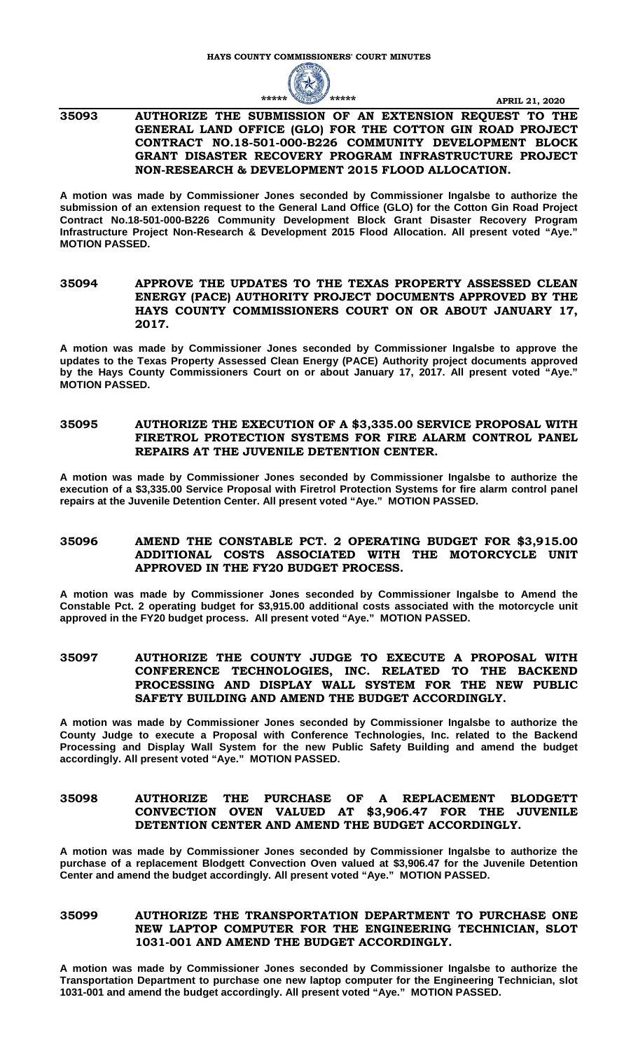### 35093 AUTHORIZE THE SUBMISSION OF AN EXTENSION REQUEST TO THE GENERAL LAND OFFICE (GLO) FOR THE COTTON GIN ROAD PROJECT CONTRACT NO.18-501-000-B226 COMMUNITY DEVELOPMENT BLOCK GRANT DISASTER RECOVERY PROGRAM INFRASTRUCTURE PROJECT NON-RESEARCH & DEVELOPMENT 2015 FLOOD ALLOCATION.

**A motion was made by Commissioner Jones seconded by Commissioner Ingalsbe to authorize the submission of an extension request to the General Land Office (GLO) for the Cotton Gin Road Project Contract No.18-501-000-B226 Community Development Block Grant Disaster Recovery Program Infrastructure Project Non-Research & Development 2015 Flood Allocation. All present voted "Aye." MOTION PASSED.**

### 35094 APPROVE THE UPDATES TO THE TEXAS PROPERTY ASSESSED CLEAN ENERGY (PACE) AUTHORITY PROJECT DOCUMENTS APPROVED BY THE HAYS COUNTY COMMISSIONERS COURT ON OR ABOUT JANUARY 17, 2017.

**A motion was made by Commissioner Jones seconded by Commissioner Ingalsbe to approve the updates to the Texas Property Assessed Clean Energy (PACE) Authority project documents approved by the Hays County Commissioners Court on or about January 17, 2017. All present voted "Aye." MOTION PASSED.**

### 35095 AUTHORIZE THE EXECUTION OF A $3,335.00 SERVICE PROPOSAL WITH FIRETROL PROTECTION SYSTEMS FOR FIRE ALARM CONTROL PANEL REPAIRS AT THE JUVENILE DETENTION CENTER.

**A motion was made by Commissioner Jones seconded by Commissioner Ingalsbe to authorize the execution of a $3,335.00 Service Proposal with Firetrol Protection Systems for fire alarm control panel repairs at the Juvenile Detention Center. All present voted "Aye." MOTION PASSED.**

### 35096 AMEND THE CONSTABLE PCT. 2 OPERATING BUDGET FOR $3,915.00 ADDITIONAL COSTS ASSOCIATED WITH THE MOTORCYCLE UNIT APPROVED IN THE FY20 BUDGET PROCESS.

**A motion was made by Commissioner Jones seconded by Commissioner Ingalsbe to Amend the Constable Pct. 2 operating budget for $3,915.00 additional costs associated with the motorcycle unit approved in the FY20 budget process. All present voted "Aye." MOTION PASSED.**

### 35097 AUTHORIZE THE COUNTY JUDGE TO EXECUTE A PROPOSAL WITH CONFERENCE TECHNOLOGIES, INC. RELATED TO THE BACKEND PROCESSING AND DISPLAY WALL SYSTEM FOR THE NEW PUBLIC SAFETY BUILDING AND AMEND THE BUDGET ACCORDINGLY.

**A motion was made by Commissioner Jones seconded by Commissioner Ingalsbe to authorize the County Judge to execute a Proposal with Conference Technologies, Inc. related to the Backend Processing and Display Wall System for the new Public Safety Building and amend the budget accordingly. All present voted "Aye." MOTION PASSED.**

### 35098 AUTHORIZE THE PURCHASE OF A REPLACEMENT BLODGETT CONVECTION OVEN VALUED AT $3,906.47 FOR THE JUVENILE DETENTION CENTER AND AMEND THE BUDGET ACCORDINGLY.

**A motion was made by Commissioner Jones seconded by Commissioner Ingalsbe to authorize the purchase of a replacement Blodgett Convection Oven valued at $3,906.47 for the Juvenile Detention Center and amend the budget accordingly. All present voted "Aye." MOTION PASSED.**

### 35099 AUTHORIZE THE TRANSPORTATION DEPARTMENT TO PURCHASE ONE NEW LAPTOP COMPUTER FOR THE ENGINEERING TECHNICIAN, SLOT 1031-001 AND AMEND THE BUDGET ACCORDINGLY.

**A motion was made by Commissioner Jones seconded by Commissioner Ingalsbe to authorize the Transportation Department to purchase one new laptop computer for the Engineering Technician, slot 1031-001 and amend the budget accordingly. All present voted "Aye." MOTION PASSED.**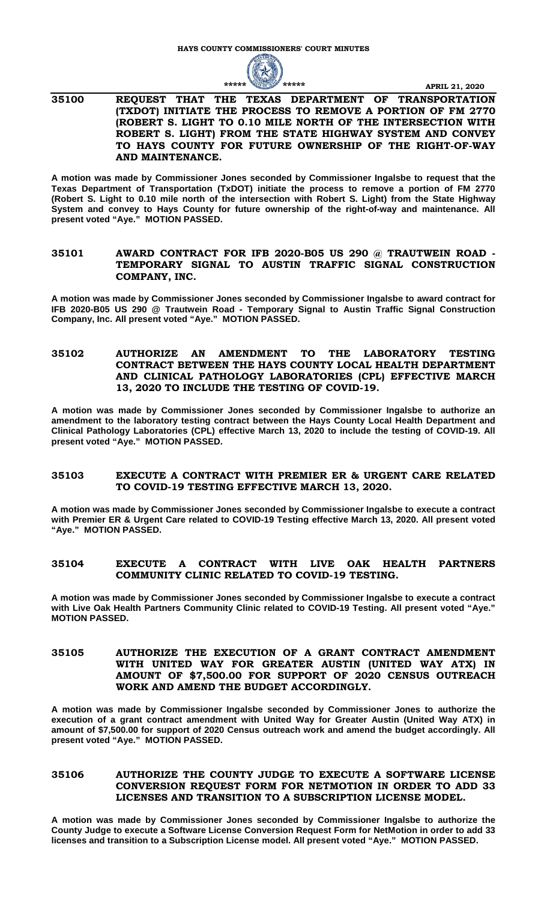**35100 REQUEST THAT THE TEXAS DEPARTMENT OF TRANSPORTATION (TXDOT) INITIATE THE PROCESS TO REMOVE A PORTION OF FM 2770 (ROBERT S. LIGHT TO 0.10 MILE NORTH OF THE INTERSECTION WITH ROBERT S. LIGHT) FROM THE STATE HIGHWAY SYSTEM AND CONVEY TO HAYS COUNTY FOR FUTURE OWNERSHIP OF THE RIGHT-OF-WAY AND MAINTENANCE.**

A motion was made by Commissioner Jones seconded by Commissioner Ingalsbe to request that the Texas Department of Transportation (TxDOT) initiate the process to remove a portion of FM 2770 (Robert S. Light to 0.10 mile north of the intersection with Robert S. Light) from the State Highway System and convey to Hays County for future ownership of the right-of-way and maintenance. All present voted "Aye." MOTION PASSED.

**35101 AWARD CONTRACT FOR IFB 2020-B05 US 290 @ TRAUTWEIN ROAD - TEMPORARY SIGNAL TO AUSTIN TRAFFIC SIGNAL CONSTRUCTION COMPANY, INC.**

A motion was made by Commissioner Jones seconded by Commissioner Ingalsbe to award contract for IFB 2020-B05 US 290 @ Trautwein Road - Temporary Signal to Austin Traffic Signal Construction Company, Inc. All present voted "Aye." MOTION PASSED.

**35102 AUTHORIZE AN AMENDMENT TO THE LABORATORY TESTING CONTRACT BETWEEN THE HAYS COUNTY LOCAL HEALTH DEPARTMENT AND CLINICAL PATHOLOGY LABORATORIES (CPL) EFFECTIVE MARCH 13, 2020 TO INCLUDE THE TESTING OF COVID-19.**

A motion was made by Commissioner Jones seconded by Commissioner Ingalsbe to authorize an amendment to the laboratory testing contract between the Hays County Local Health Department and Clinical Pathology Laboratories (CPL) effective March 13, 2020 to include the testing of COVID-19. All present voted "Aye." MOTION PASSED.

**35103 EXECUTE A CONTRACT WITH PREMIER ER & URGENT CARE RELATED TO COVID-19 TESTING EFFECTIVE MARCH 13, 2020.**

A motion was made by Commissioner Jones seconded by Commissioner Ingalsbe to execute a contract with Premier ER & Urgent Care related to COVID-19 Testing effective March 13, 2020. All present voted "Aye." MOTION PASSED.

**35104 EXECUTE A CONTRACT WITH LIVE OAK HEALTH PARTNERS COMMUNITY CLINIC RELATED TO COVID-19 TESTING.**

A motion was made by Commissioner Jones seconded by Commissioner Ingalsbe to execute a contract with Live Oak Health Partners Community Clinic related to COVID-19 Testing. All present voted "Aye." MOTION PASSED.

**35105 AUTHORIZE THE EXECUTION OF A GRANT CONTRACT AMENDMENT WITH UNITED WAY FOR GREATER AUSTIN (UNITED WAY ATX) IN AMOUNT OF $7,500.00 FOR SUPPORT OF 2020 CENSUS OUTREACH WORK AND AMEND THE BUDGET ACCORDINGLY.**

A motion was made by Commissioner Ingalsbe seconded by Commissioner Jones to authorize the execution of a grant contract amendment with United Way for Greater Austin (United Way ATX) in amount of $7,500.00 for support of 2020 Census outreach work and amend the budget accordingly. All present voted "Aye." MOTION PASSED.

**35106 AUTHORIZE THE COUNTY JUDGE TO EXECUTE A SOFTWARE LICENSE CONVERSION REQUEST FORM FOR NETMOTION IN ORDER TO ADD 33 LICENSES AND TRANSITION TO A SUBSCRIPTION LICENSE MODEL.**

A motion was made by Commissioner Jones seconded by Commissioner Ingalsbe to authorize the County Judge to execute a Software License Conversion Request Form for NetMotion in order to add 33 licenses and transition to a Subscription License model. All present voted "Aye." MOTION PASSED.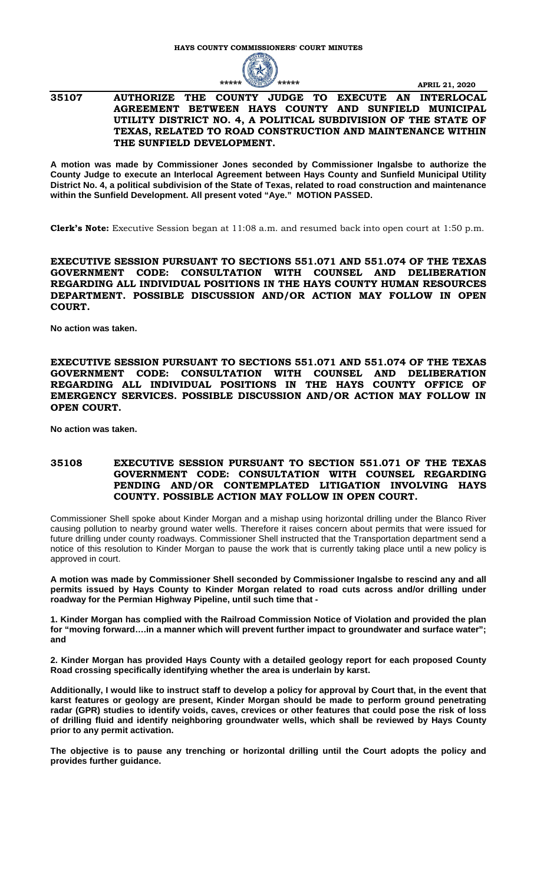## 35107 AUTHORIZE THE COUNTY JUDGE TO EXECUTE AN INTERLOCAL AGREEMENT BETWEEN HAYS COUNTY AND SUNFIELD MUNICIPAL UTILITY DISTRICT NO. 4, A POLITICAL SUBDIVISION OF THE STATE OF TEXAS, RELATED TO ROAD CONSTRUCTION AND MAINTENANCE WITHIN THE SUNFIELD DEVELOPMENT.

**A motion was made by Commissioner Jones seconded by Commissioner Ingalsbe to authorize the County Judge to execute an Interlocal Agreement between Hays County and Sunfield Municipal Utility District No. 4, a political subdivision of the State of Texas, related to road construction and maintenance within the Sunfield Development. All present voted "Aye." MOTION PASSED.**

**Clerk's Note:** Executive Session began at 11:08 a.m. and resumed back into open court at 1:50 p.m.

## EXECUTIVE SESSION PURSUANT TO SECTIONS 551.071 AND 551.074 OF THE TEXAS GOVERNMENT CODE: CONSULTATION WITH COUNSEL AND DELIBERATION REGARDING ALL INDIVIDUAL POSITIONS IN THE HAYS COUNTY HUMAN RESOURCES DEPARTMENT. POSSIBLE DISCUSSION AND/OR ACTION MAY FOLLOW IN OPEN COURT.

**No action was taken.**

## EXECUTIVE SESSION PURSUANT TO SECTIONS 551.071 AND 551.074 OF THE TEXAS GOVERNMENT CODE: CONSULTATION WITH COUNSEL AND DELIBERATION REGARDING ALL INDIVIDUAL POSITIONS IN THE HAYS COUNTY OFFICE OF EMERGENCY SERVICES. POSSIBLE DISCUSSION AND/OR ACTION MAY FOLLOW IN OPEN COURT.

**No action was taken.**

## 35108 EXECUTIVE SESSION PURSUANT TO SECTION 551.071 OF THE TEXAS GOVERNMENT CODE: CONSULTATION WITH COUNSEL REGARDING PENDING AND/OR CONTEMPLATED LITIGATION INVOLVING HAYS COUNTY. POSSIBLE ACTION MAY FOLLOW IN OPEN COURT.

Commissioner Shell spoke about Kinder Morgan and a mishap using horizontal drilling under the Blanco River causing pollution to nearby ground water wells. Therefore it raises concern about permits that were issued for future drilling under county roadways. Commissioner Shell instructed that the Transportation department send a notice of this resolution to Kinder Morgan to pause the work that is currently taking place until a new policy is approved in court.

**A motion was made by Commissioner Shell seconded by Commissioner Ingalsbe to rescind any and all permits issued by Hays County to Kinder Morgan related to road cuts across and/or drilling under roadway for the Permian Highway Pipeline, until such time that -**

**1. Kinder Morgan has complied with the Railroad Commission Notice of Violation and provided the plan for "moving forward….in a manner which will prevent further impact to groundwater and surface water"; and**

**2. Kinder Morgan has provided Hays County with a detailed geology report for each proposed County Road crossing specifically identifying whether the area is underlain by karst.**

**Additionally, I would like to instruct staff to develop a policy for approval by Court that, in the event that karst features or geology are present, Kinder Morgan should be made to perform ground penetrating radar (GPR) studies to identify voids, caves, crevices or other features that could pose the risk of loss of drilling fluid and identify neighboring groundwater wells, which shall be reviewed by Hays County prior to any permit activation.**

**The objective is to pause any trenching or horizontal drilling until the Court adopts the policy and provides further guidance.**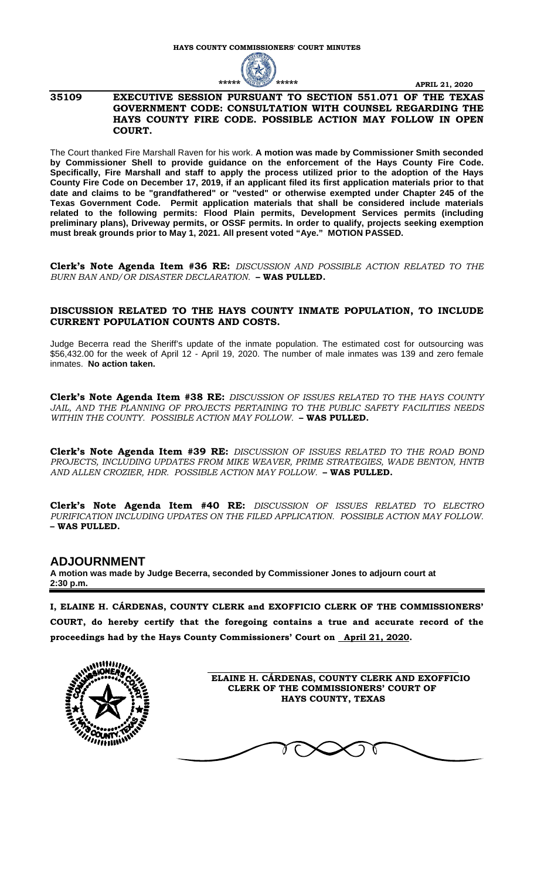**35109 EXECUTIVE SESSION PURSUANT TO SECTION 551.071 OF THE TEXAS GOVERNMENT CODE: CONSULTATION WITH COUNSEL REGARDING THE HAYS COUNTY FIRE CODE. POSSIBLE ACTION MAY FOLLOW IN OPEN COURT.**

The Court thanked Fire Marshall Raven for his work. **A motion was made by Commissioner Smith seconded by Commissioner Shell to provide guidance on the enforcement of the Hays County Fire Code. Specifically, Fire Marshall and staff to apply the process utilized prior to the adoption of the Hays County Fire Code on December 17, 2019, if an applicant filed its first application materials prior to that date and claims to be "grandfathered" or "vested" or otherwise exempted under Chapter 245 of the Texas Government Code. Permit application materials that shall be considered include materials related to the following permits: Flood Plain permits, Development Services permits (including preliminary plans), Driveway permits, or OSSF permits. In order to qualify, projects seeking exemption must break grounds prior to May 1, 2021. All present voted "Aye." MOTION PASSED.**

**Clerk's Note Agenda Item #36 RE:** *DISCUSSION AND POSSIBLE ACTION RELATED TO THE BURN BAN AND/OR DISASTER DECLARATION.* **– WAS PULLED.**

**DISCUSSION RELATED TO THE HAYS COUNTY INMATE POPULATION, TO INCLUDE CURRENT POPULATION COUNTS AND COSTS.**

Judge Becerra read the Sheriff's update of the inmate population. The estimated cost for outsourcing was $56,432.00 for the week of April 12 - April 19, 2020. The number of male inmates was 139 and zero female inmates. **No action taken.**

**Clerk's Note Agenda Item #38 RE:** *DISCUSSION OF ISSUES RELATED TO THE HAYS COUNTY JAIL, AND THE PLANNING OF PROJECTS PERTAINING TO THE PUBLIC SAFETY FACILITIES NEEDS WITHIN THE COUNTY. POSSIBLE ACTION MAY FOLLOW.* **– WAS PULLED.**

**Clerk's Note Agenda Item #39 RE:** *DISCUSSION OF ISSUES RELATED TO THE ROAD BOND PROJECTS, INCLUDING UPDATES FROM MIKE WEAVER, PRIME STRATEGIES, WADE BENTON, HNTB AND ALLEN CROZIER, HDR. POSSIBLE ACTION MAY FOLLOW.* **– WAS PULLED.**

**Clerk's Note Agenda Item #40 RE:** *DISCUSSION OF ISSUES RELATED TO ELECTRO PURIFICATION INCLUDING UPDATES ON THE FILED APPLICATION. POSSIBLE ACTION MAY FOLLOW.* **– WAS PULLED.**

## ADJOURNMENT

**A motion was made by Judge Becerra, seconded by Commissioner Jones to adjourn court at 2:30 p.m.**

**I, ELAINE H. CÁRDENAS, COUNTY CLERK and EXOFFICIO CLERK OF THE COMMISSIONERS' COURT, do hereby certify that the foregoing contains a true and accurate record of the proceedings had by the Hays County Commissioners' Court on April 21, 2020.**

**ELAINE H. CÁRDENAS, COUNTY CLERK AND EXOFFICIO CLERK OF THE COMMISSIONERS' COURT OF HAYS COUNTY, TEXAS**